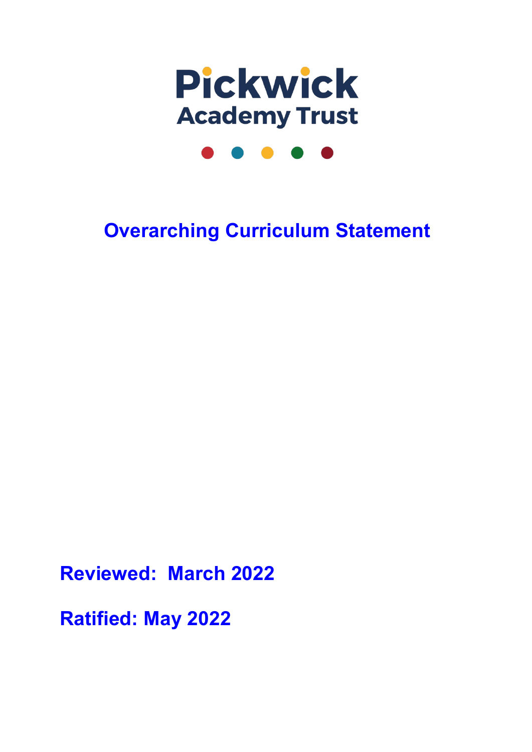Pickwick

Academy Trust

# Overarching Curriculum Statement

**Reviewed: March 2022**

**Ratified: May 2022**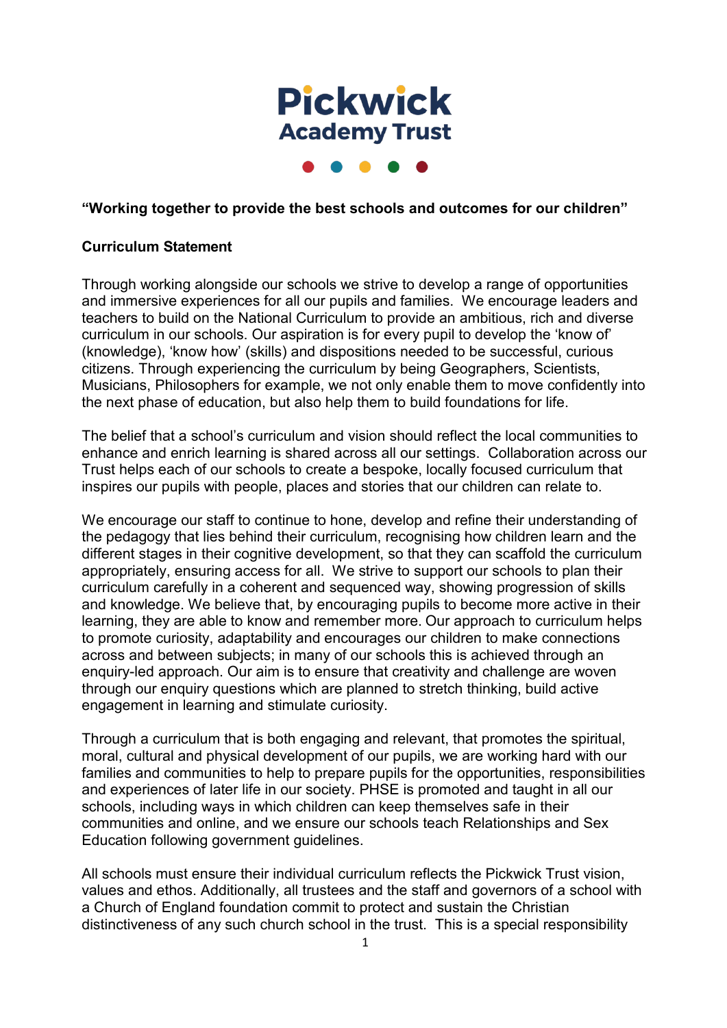# Pickwick Academy Trust

**"Working together to provide the best schools and outcomes for our children"**

**Curriculum Statement**

Through working alongside our schools we strive to develop a range of opportunities and immersive experiences for all our pupils and families. We encourage leaders and teachers to build on the National Curriculum to provide an ambitious, rich and diverse curriculum in our schools. Our aspiration is for every pupil to develop the 'know of' (knowledge), 'know how' (skills) and dispositions needed to be successful, curious citizens. Through experiencing the curriculum by being Geographers, Scientists, Musicians, Philosophers for example, we not only enable them to move confidently into the next phase of education, but also help them to build foundations for life.

The belief that a school's curriculum and vision should reflect the local communities to enhance and enrich learning is shared across all our settings. Collaboration across our Trust helps each of our schools to create a bespoke, locally focused curriculum that inspires our pupils with people, places and stories that our children can relate to.

We encourage our staff to continue to hone, develop and refine their understanding of the pedagogy that lies behind their curriculum, recognising how children learn and the different stages in their cognitive development, so that they can scaffold the curriculum appropriately, ensuring access for all. We strive to support our schools to plan their curriculum carefully in a coherent and sequenced way, showing progression of skills and knowledge. We believe that, by encouraging pupils to become more active in their learning, they are able to know and remember more. Our approach to curriculum helps to promote curiosity, adaptability and encourages our children to make connections across and between subjects; in many of our schools this is achieved through an enquiry-led approach. Our aim is to ensure that creativity and challenge are woven through our enquiry questions which are planned to stretch thinking, build active engagement in learning and stimulate curiosity.

Through a curriculum that is both engaging and relevant, that promotes the spiritual, moral, cultural and physical development of our pupils, we are working hard with our families and communities to help to prepare pupils for the opportunities, responsibilities and experiences of later life in our society. PHSE is promoted and taught in all our schools, including ways in which children can keep themselves safe in their communities and online, and we ensure our schools teach Relationships and Sex Education following government guidelines.

All schools must ensure their individual curriculum reflects the Pickwick Trust vision, values and ethos. Additionally, all trustees and the staff and governors of a school with a Church of England foundation commit to protect and sustain the Christian distinctiveness of any such church school in the trust. This is a special responsibility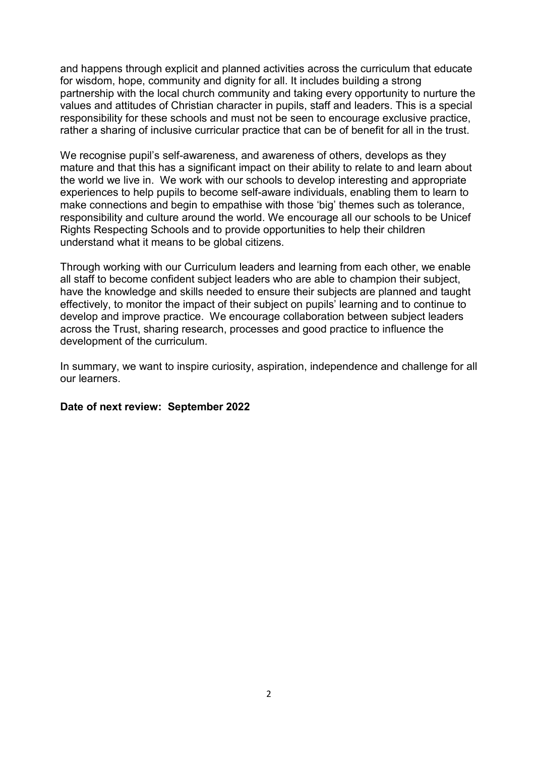and happens through explicit and planned activities across the curriculum that educate for wisdom, hope, community and dignity for all. It includes building a strong partnership with the local church community and taking every opportunity to nurture the values and attitudes of Christian character in pupils, staff and leaders. This is a special responsibility for these schools and must not be seen to encourage exclusive practice, rather a sharing of inclusive curricular practice that can be of benefit for all in the trust.

We recognise pupil's self-awareness, and awareness of others, develops as they mature and that this has a significant impact on their ability to relate to and learn about the world we live in. We work with our schools to develop interesting and appropriate experiences to help pupils to become self-aware individuals, enabling them to learn to make connections and begin to empathise with those 'big' themes such as tolerance, responsibility and culture around the world. We encourage all our schools to be Unicef Rights Respecting Schools and to provide opportunities to help their children understand what it means to be global citizens.

Through working with our Curriculum leaders and learning from each other, we enable all staff to become confident subject leaders who are able to champion their subject, have the knowledge and skills needed to ensure their subjects are planned and taught effectively, to monitor the impact of their subject on pupils' learning and to continue to develop and improve practice. We encourage collaboration between subject leaders across the Trust, sharing research, processes and good practice to influence the development of the curriculum.

In summary, we want to inspire curiosity, aspiration, independence and challenge for all our learners.

**Date of next review: September 2022**